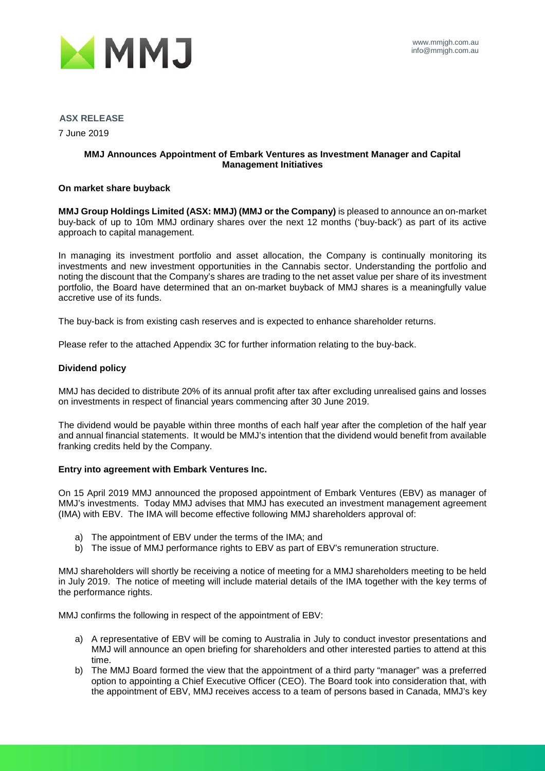www.mmjgh.com.au
info@mmjgh.com.au

**ASX RELEASE**

7 June 2019

## MMJ Announces Appointment of Embark Ventures as Investment Manager and Capital Management Initiatives

### On market share buyback

**MMJ Group Holdings Limited (ASX: MMJ) (MMJ or the Company)** is pleased to announce an on-market buy-back of up to 10m MMJ ordinary shares over the next 12 months ('buy-back') as part of its active approach to capital management.

In managing its investment portfolio and asset allocation, the Company is continually monitoring its investments and new investment opportunities in the Cannabis sector. Understanding the portfolio and noting the discount that the Company's shares are trading to the net asset value per share of its investment portfolio, the Board have determined that an on-market buyback of MMJ shares is a meaningfully value accretive use of its funds.

The buy-back is from existing cash reserves and is expected to enhance shareholder returns.

Please refer to the attached Appendix 3C for further information relating to the buy-back.

### Dividend policy

MMJ has decided to distribute 20% of its annual profit after tax after excluding unrealised gains and losses on investments in respect of financial years commencing after 30 June 2019.

The dividend would be payable within three months of each half year after the completion of the half year and annual financial statements. It would be MMJ's intention that the dividend would benefit from available franking credits held by the Company.

### Entry into agreement with Embark Ventures Inc.

On 15 April 2019 MMJ announced the proposed appointment of Embark Ventures (EBV) as manager of MMJ's investments. Today MMJ advises that MMJ has executed an investment management agreement (IMA) with EBV. The IMA will become effective following MMJ shareholders approval of:

a) The appointment of EBV under the terms of the IMA; and
b) The issue of MMJ performance rights to EBV as part of EBV's remuneration structure.

MMJ shareholders will shortly be receiving a notice of meeting for a MMJ shareholders meeting to be held in July 2019. The notice of meeting will include material details of the IMA together with the key terms of the performance rights.

MMJ confirms the following in respect of the appointment of EBV:

a) A representative of EBV will be coming to Australia in July to conduct investor presentations and MMJ will announce an open briefing for shareholders and other interested parties to attend at this time.
b) The MMJ Board formed the view that the appointment of a third party "manager" was a preferred option to appointing a Chief Executive Officer (CEO). The Board took into consideration that, with the appointment of EBV, MMJ receives access to a team of persons based in Canada, MMJ's key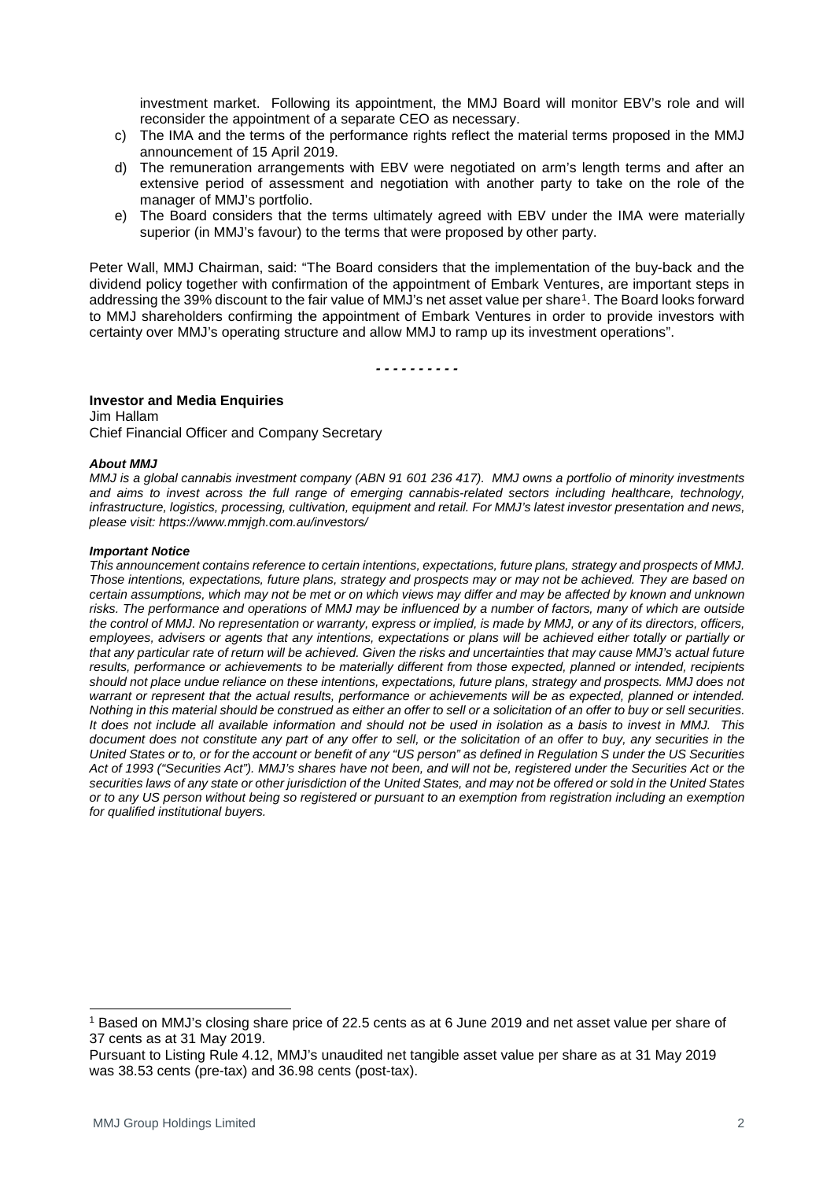investment market. Following its appointment, the MMJ Board will monitor EBV's role and will reconsider the appointment of a separate CEO as necessary.

c) The IMA and the terms of the performance rights reflect the material terms proposed in the MMJ announcement of 15 April 2019.
d) The remuneration arrangements with EBV were negotiated on arm's length terms and after an extensive period of assessment and negotiation with another party to take on the role of the manager of MMJ's portfolio.
e) The Board considers that the terms ultimately agreed with EBV under the IMA were materially superior (in MMJ's favour) to the terms that were proposed by other party.

Peter Wall, MMJ Chairman, said: "The Board considers that the implementation of the buy-back and the dividend policy together with confirmation of the appointment of Embark Ventures, are important steps in addressing the 39% discount to the fair value of MMJ's net asset value per share[1]. The Board looks forward to MMJ shareholders confirming the appointment of Embark Ventures in order to provide investors with certainty over MMJ's operating structure and allow MMJ to ramp up its investment operations".

- - - - - - - - - -

**Investor and Media Enquiries**
Jim Hallam
Chief Financial Officer and Company Secretary

***About MMJ***
*MMJ is a global cannabis investment company (ABN 91 601 236 417). MMJ owns a portfolio of minority investments and aims to invest across the full range of emerging cannabis-related sectors including healthcare, technology, infrastructure, logistics, processing, cultivation, equipment and retail. For MMJ's latest investor presentation and news, please visit: https://www.mmjgh.com.au/investors/*

***Important Notice***
*This announcement contains reference to certain intentions, expectations, future plans, strategy and prospects of MMJ. Those intentions, expectations, future plans, strategy and prospects may or may not be achieved. They are based on certain assumptions, which may not be met or on which views may differ and may be affected by known and unknown risks. The performance and operations of MMJ may be influenced by a number of factors, many of which are outside the control of MMJ. No representation or warranty, express or implied, is made by MMJ, or any of its directors, officers, employees, advisers or agents that any intentions, expectations or plans will be achieved either totally or partially or that any particular rate of return will be achieved. Given the risks and uncertainties that may cause MMJ's actual future results, performance or achievements to be materially different from those expected, planned or intended, recipients should not place undue reliance on these intentions, expectations, future plans, strategy and prospects. MMJ does not warrant or represent that the actual results, performance or achievements will be as expected, planned or intended. Nothing in this material should be construed as either an offer to sell or a solicitation of an offer to buy or sell securities. It does not include all available information and should not be used in isolation as a basis to invest in MMJ. This document does not constitute any part of any offer to sell, or the solicitation of an offer to buy, any securities in the United States or to, or for the account or benefit of any "US person" as defined in Regulation S under the US Securities Act of 1993 ("Securities Act"). MMJ's shares have not been, and will not be, registered under the Securities Act or the securities laws of any state or other jurisdiction of the United States, and may not be offered or sold in the United States or to any US person without being so registered or pursuant to an exemption from registration including an exemption for qualified institutional buyers.*

---

[1] Based on MMJ's closing share price of 22.5 cents as at 6 June 2019 and net asset value per share of 37 cents as at 31 May 2019.

Pursuant to Listing Rule 4.12, MMJ's unaudited net tangible asset value per share as at 31 May 2019 was 38.53 cents (pre-tax) and 36.98 cents (post-tax).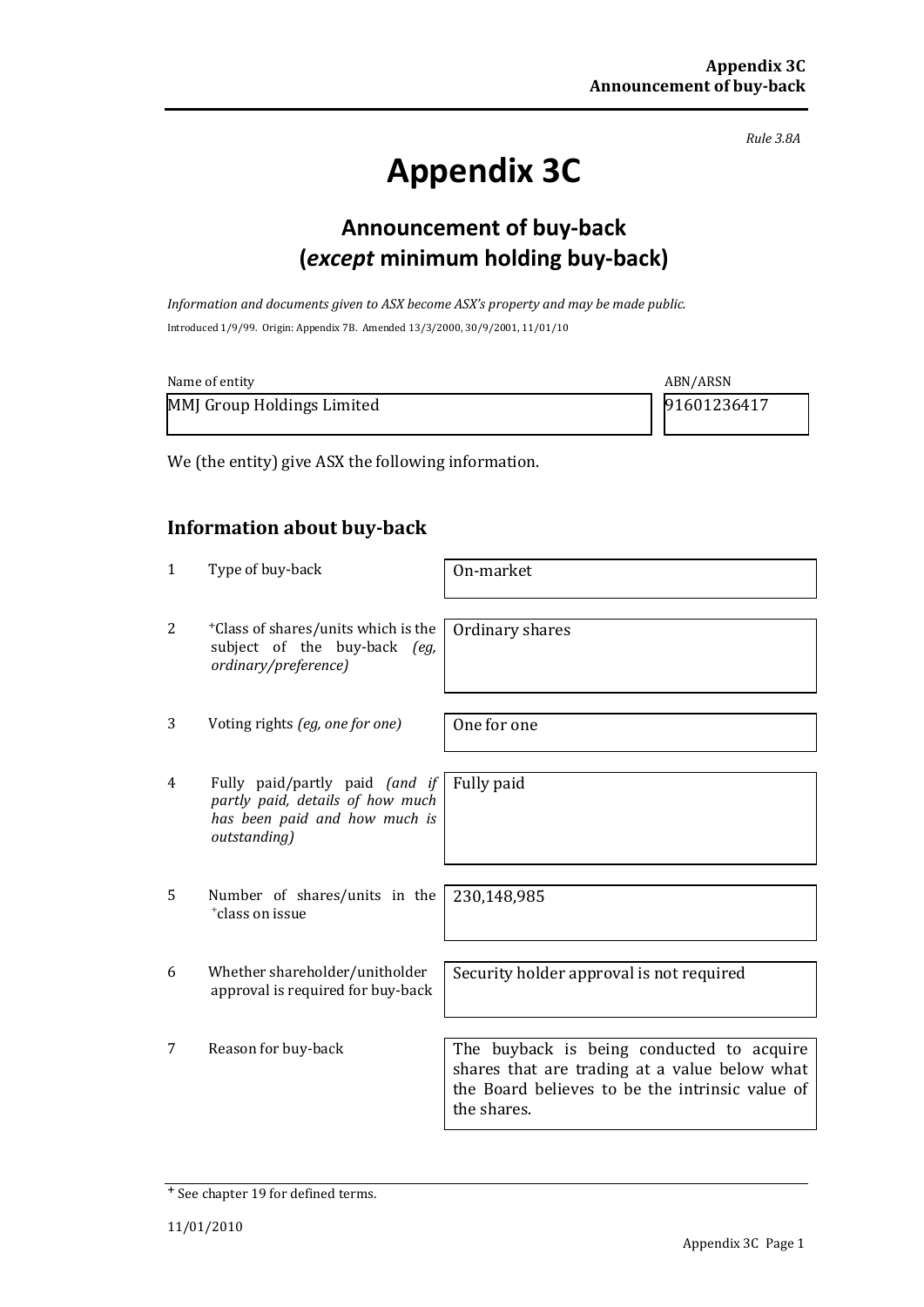*Rule 3.8A*

# Appendix 3C

## Announcement of buy-back (*except* minimum holding buy-back)

*Information and documents given to ASX become ASX's property and may be made public.*

Introduced 1/9/99. Origin: Appendix 7B. Amended 13/3/2000, 30/9/2001, 11/01/10

| Name of entity | ABN/ARSN |
|---|---|
| MMJ Group Holdings Limited | 91601236417 |

We (the entity) give ASX the following information.

### Information about buy-back

| | | |
|---|---|---|
| 1 | Type of buy-back | On-market |
| 2 | +Class of shares/units which is the subject of the buy-back *(eg, ordinary/preference)* | Ordinary shares |
| 3 | Voting rights *(eg, one for one)* | One for one |
| 4 | Fully paid/partly paid *(and if partly paid, details of how much has been paid and how much is outstanding)* | Fully paid |
| 5 | Number of shares/units in the +class on issue | 230,148,985 |
| 6 | Whether shareholder/unitholder approval is required for buy-back | Security holder approval is not required |
| 7 | Reason for buy-back | The buyback is being conducted to acquire shares that are trading at a value below what the Board believes to be the intrinsic value of the shares. |

+ See chapter 19 for defined terms.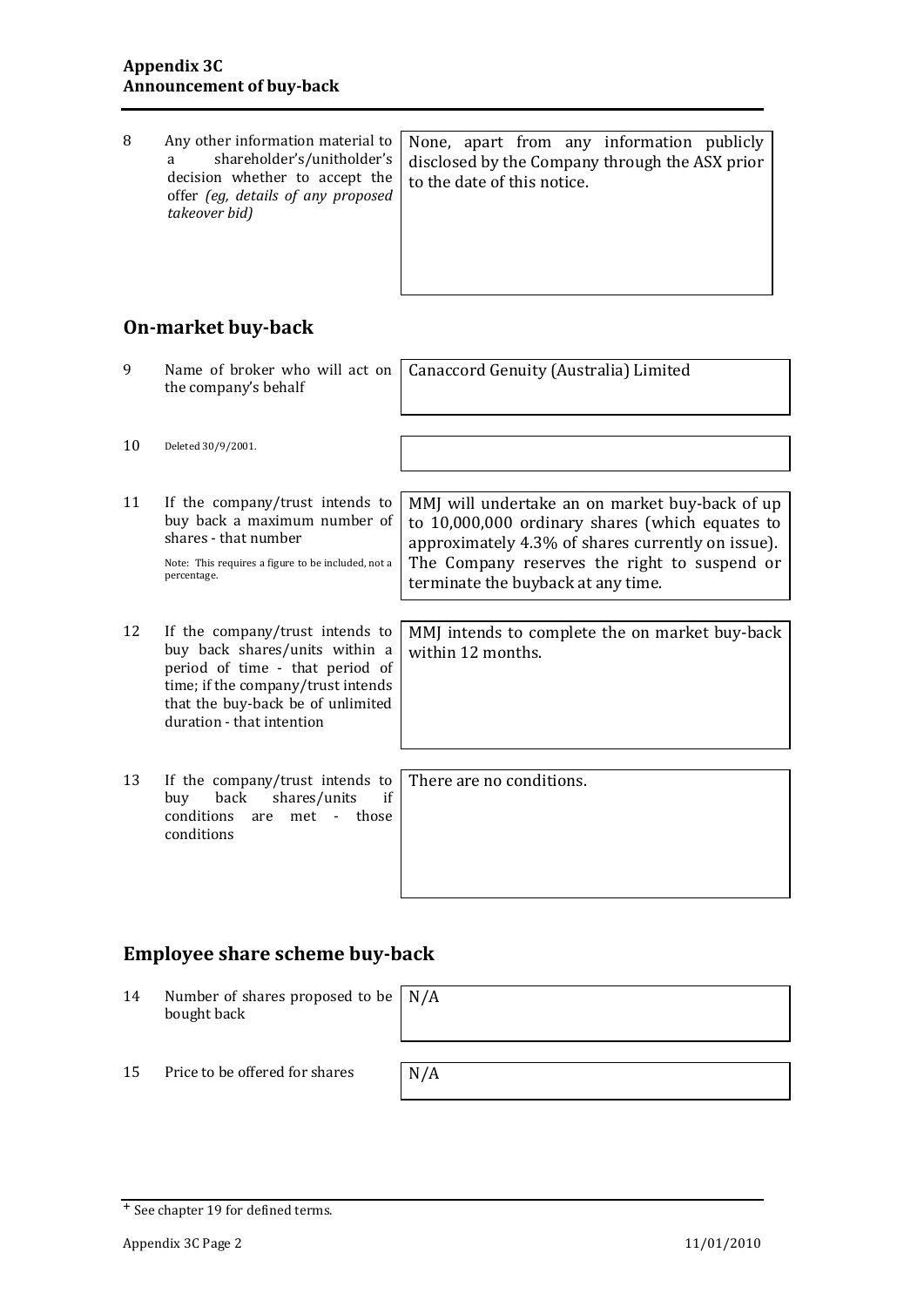| | | |
|---|---|---|
| 8 | Any other information material to a shareholder's/unitholder's decision whether to accept the offer *(eg, details of any proposed takeover bid)* | None, apart from any information publicly disclosed by the Company through the ASX prior to the date of this notice. |

## On-market buy-back

| | | |
|---|---|---|
| 9 | Name of broker who will act on the company's behalf | Canaccord Genuity (Australia) Limited |
| 10 | Deleted 30/9/2001. | |
| 11 | If the company/trust intends to buy back a maximum number of shares - that number<br><br>Note: This requires a figure to be included, not a percentage. | MMJ will undertake an on market buy-back of up to 10,000,000 ordinary shares (which equates to approximately 4.3% of shares currently on issue). The Company reserves the right to suspend or terminate the buyback at any time. |
| 12 | If the company/trust intends to buy back shares/units within a period of time - that period of time; if the company/trust intends that the buy-back be of unlimited duration - that intention | MMJ intends to complete the on market buy-back within 12 months. |
| 13 | If the company/trust intends to buy back shares/units if conditions are met - those conditions | There are no conditions. |

## Employee share scheme buy-back

| | | |
|---|---|---|
| 14 | Number of shares proposed to be bought back | N/A |
| 15 | Price to be offered for shares | N/A |

+ See chapter 19 for defined terms.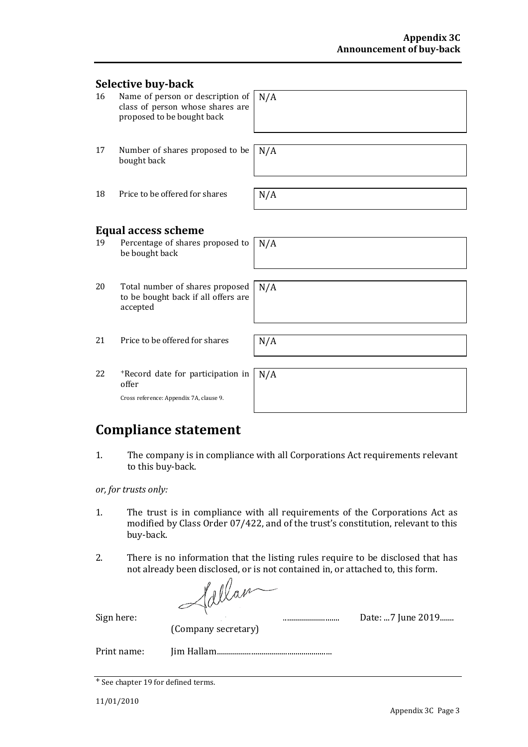## Selective buy-back

| | | |
|---|---|---|
| 16 | Name of person or description of class of person whose shares are proposed to be bought back | N/A |
| 17 | Number of shares proposed to be bought back | N/A |
| 18 | Price to be offered for shares | N/A |

## Equal access scheme

| | | |
|---|---|---|
| 19 | Percentage of shares proposed to be bought back | N/A |
| 20 | Total number of shares proposed to be bought back if all offers are accepted | N/A |
| 21 | Price to be offered for shares | N/A |
| 22 | +Record date for participation in offer<br>Cross reference: Appendix 7A, clause 9. | N/A |

# Compliance statement

1. The company is in compliance with all Corporations Act requirements relevant to this buy-back.

*or, for trusts only:*

1. The trust is in compliance with all requirements of the Corporations Act as modified by Class Order 07/422, and of the trust's constitution, relevant to this buy-back.

2. There is no information that the listing rules require to be disclosed that has not already been disclosed, or is not contained in, or attached to, this form.

Sign here: ............................ Date: ...7 June 2019.......
(Company secretary)

Print name: Jim Hallam........................................................

+ See chapter 19 for defined terms.

11/01/2010